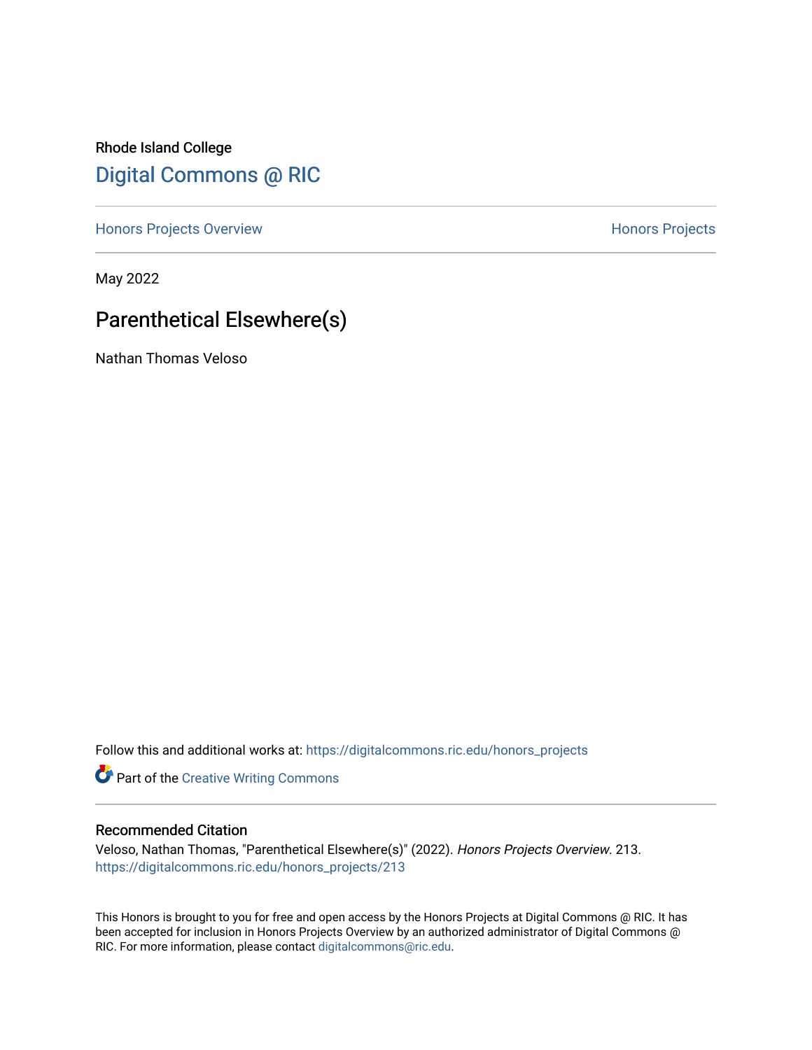Rhode Island College

# Digital Commons @ RIC

Honors Projects Overview | Honors Projects

May 2022

## Parenthetical Elsewhere(s)

Nathan Thomas Veloso

Follow this and additional works at: https://digitalcommons.ric.edu/honors_projects

Part of the Creative Writing Commons

### Recommended Citation

Veloso, Nathan Thomas, "Parenthetical Elsewhere(s)" (2022). *Honors Projects Overview*. 213.
https://digitalcommons.ric.edu/honors_projects/213

This Honors is brought to you for free and open access by the Honors Projects at Digital Commons @ RIC. It has been accepted for inclusion in Honors Projects Overview by an authorized administrator of Digital Commons @ RIC. For more information, please contact digitalcommons@ric.edu.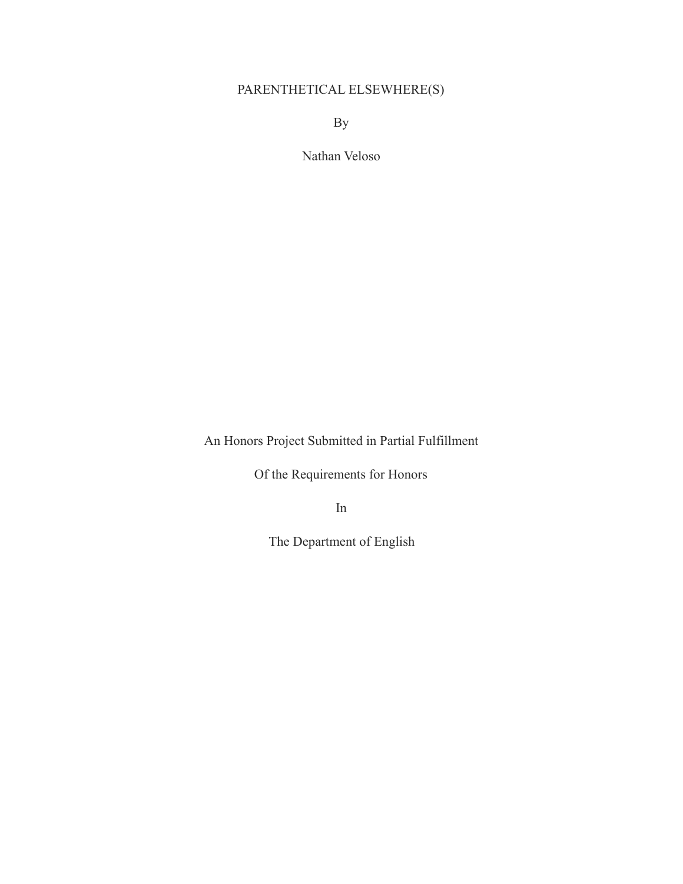PARENTHETICAL ELSEWHERE(S)

By

Nathan Veloso

An Honors Project Submitted in Partial Fulfillment

Of the Requirements for Honors

In

The Department of English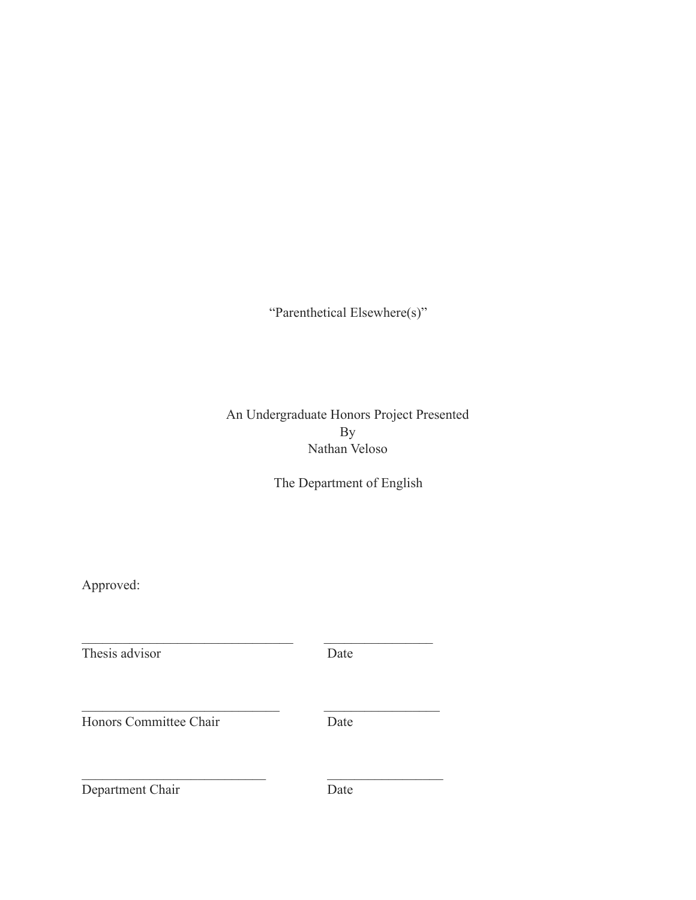"Parenthetical Elsewhere(s)"

An Undergraduate Honors Project Presented
By
Nathan Veloso

The Department of English

Approved:

________________________________ ________________
Thesis advisor Date

______________________________ _________________
Honors Committee Chair Date

____________________________ _________________
Department Chair Date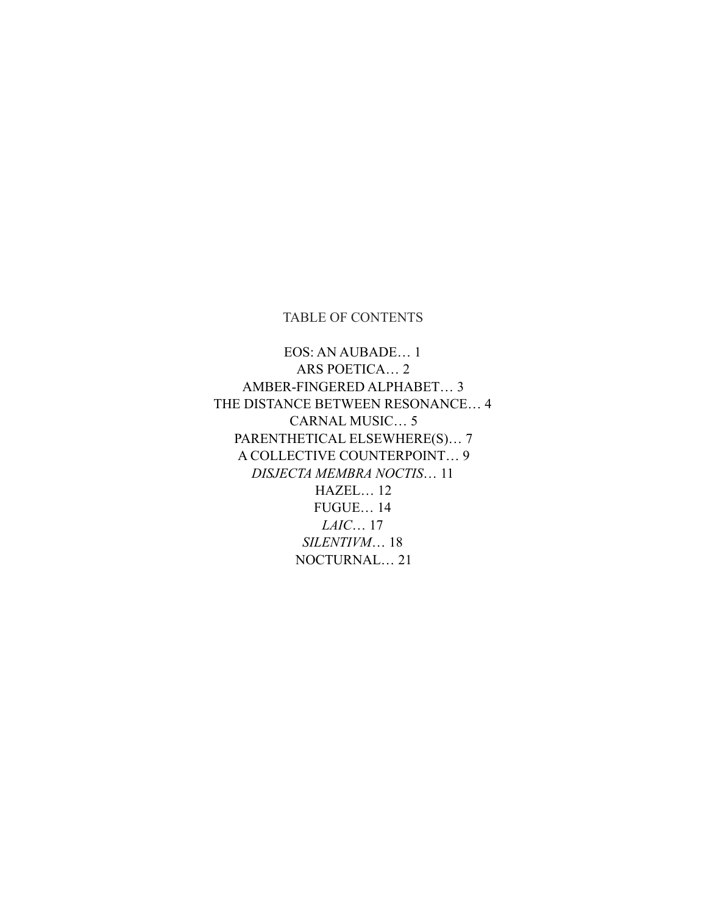# TABLE OF CONTENTS

EOS: AN AUBADE… 1

ARS POETICA… 2

AMBER-FINGERED ALPHABET… 3

THE DISTANCE BETWEEN RESONANCE… 4

CARNAL MUSIC… 5

PARENTHETICAL ELSEWHERE(S)… 7

A COLLECTIVE COUNTERPOINT… 9

*DISJECTA MEMBRA NOCTIS*… 11

HAZEL… 12

FUGUE… 14

*LAIC*… 17

*SILENTIVM*… 18

NOCTURNAL… 21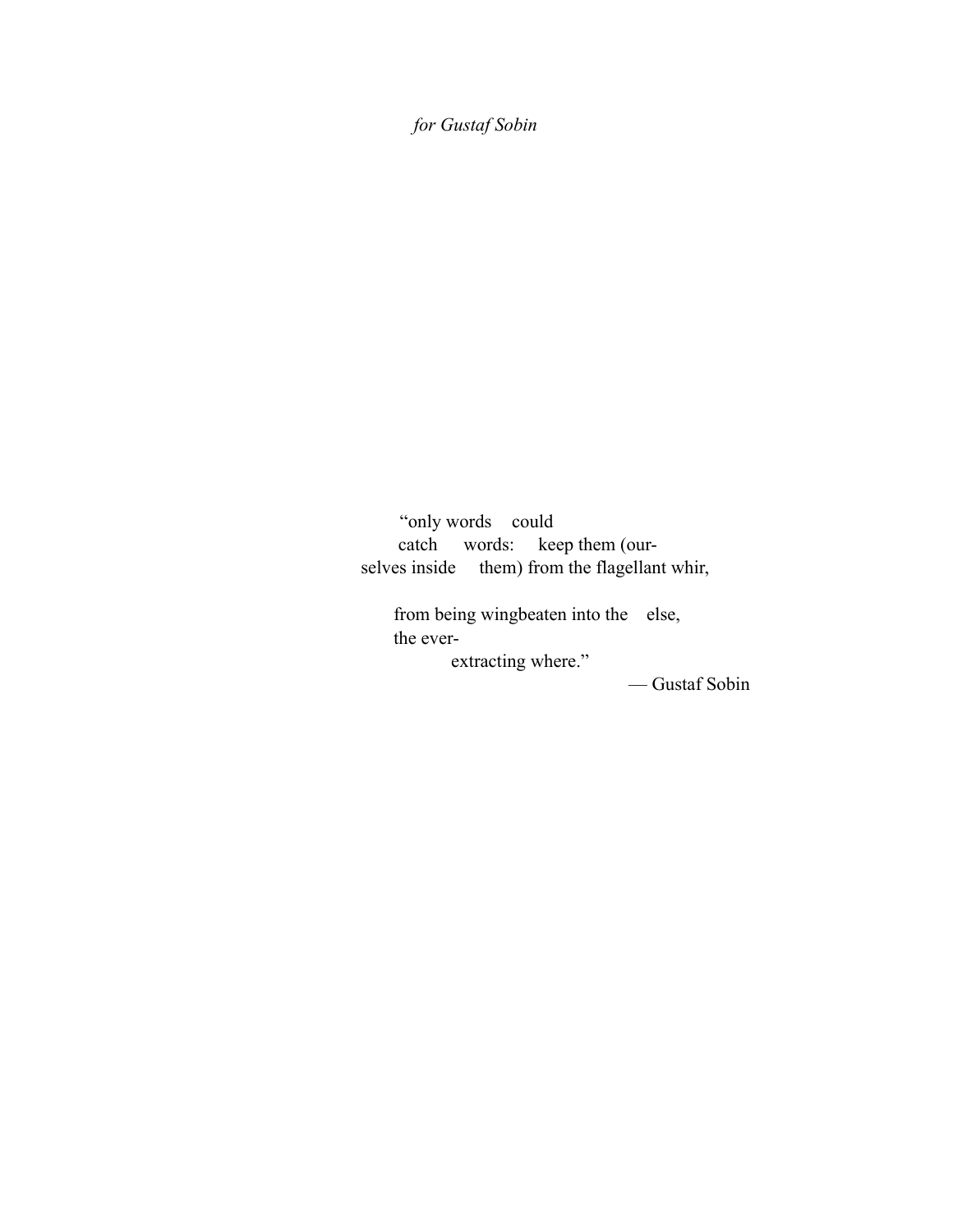*for Gustaf Sobin*

"only words    could
catch    words:    keep them (our-
selves inside    them) from the flagellant whir,

from being wingbeaten into the    else,
the ever-
extracting where."

— Gustaf Sobin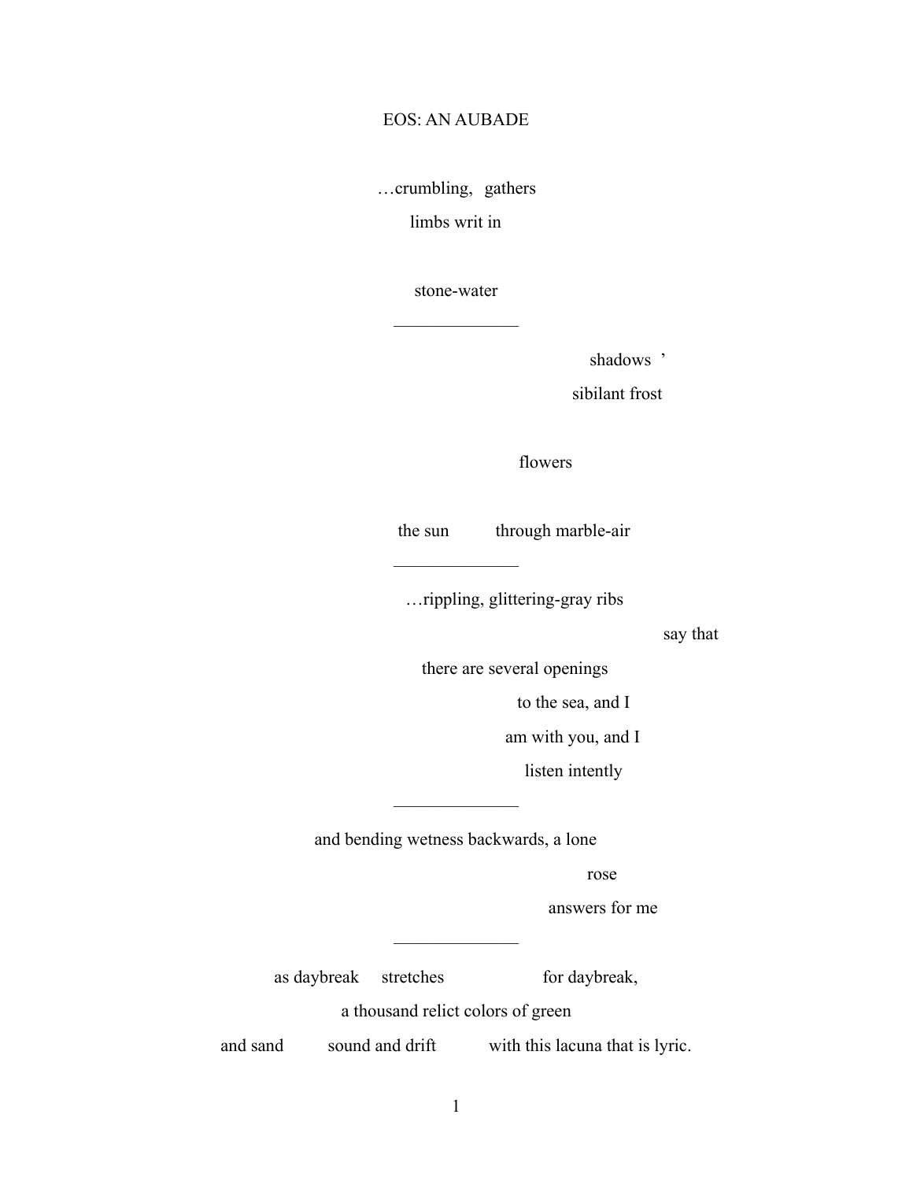# EOS: AN AUBADE

…crumbling,   gathers
limbs writ in

stone-water

---

shadows   '
sibilant frost

flowers

the sun           through marble-air

---

…rippling, glittering-gray ribs
say that
there are several openings
to the sea, and I
am with you, and I
listen intently

---

and bending wetness backwards, a lone
rose
answers for me

---

as daybreak     stretches                    for daybreak,
a thousand relict colors of green
and sand          sound and drift           with this lacuna that is lyric.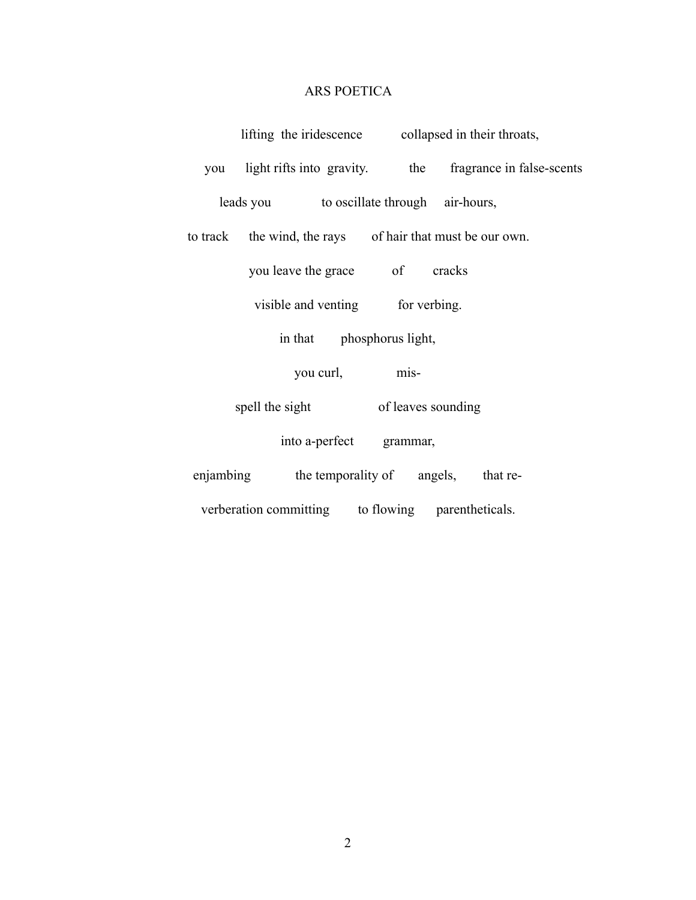## ARS POETICA

lifting the iridescence collapsed in their throats,

you light rifts into gravity. the fragrance in false-scents

leads you to oscillate through air-hours,

to track the wind, the rays of hair that must be our own.

you leave the grace of cracks

visible and venting for verbing.

in that phosphorus light,

you curl, mis-

spell the sight of leaves sounding

into a-perfect grammar,

enjambing the temporality of angels, that re-

verberation committing to flowing parentheticals.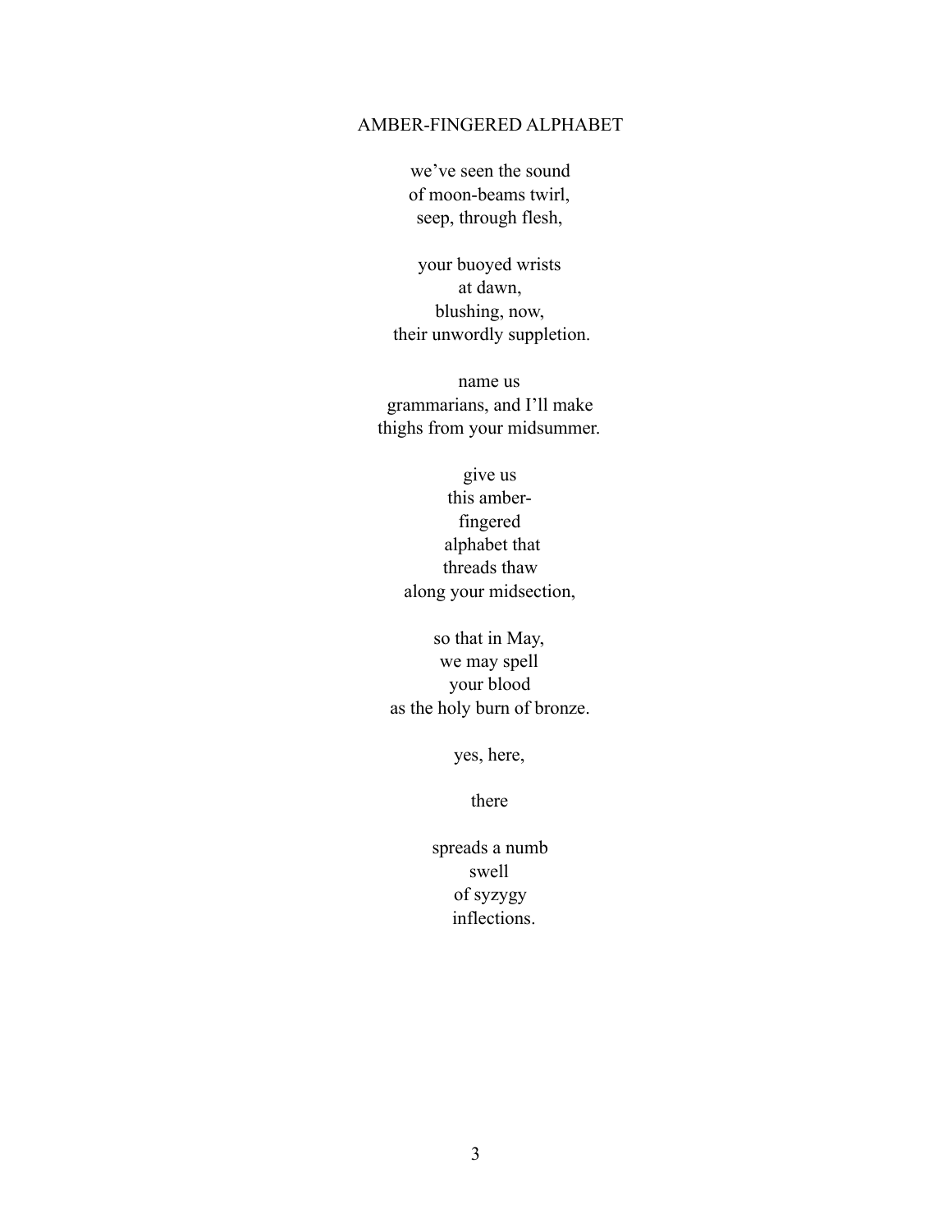## AMBER-FINGERED ALPHABET

we've seen the sound  
of moon-beams twirl,  
seep, through flesh,

your buoyed wrists  
at dawn,  
blushing, now,  
their unwordly suppletion.

name us  
grammarians, and I'll make  
thighs from your midsummer.

give us  
this amber-  
fingered  
alphabet that  
threads thaw  
along your midsection,

so that in May,  
we may spell  
your blood  
as the holy burn of bronze.

yes, here,

there

spreads a numb  
swell  
of syzygy  
inflections.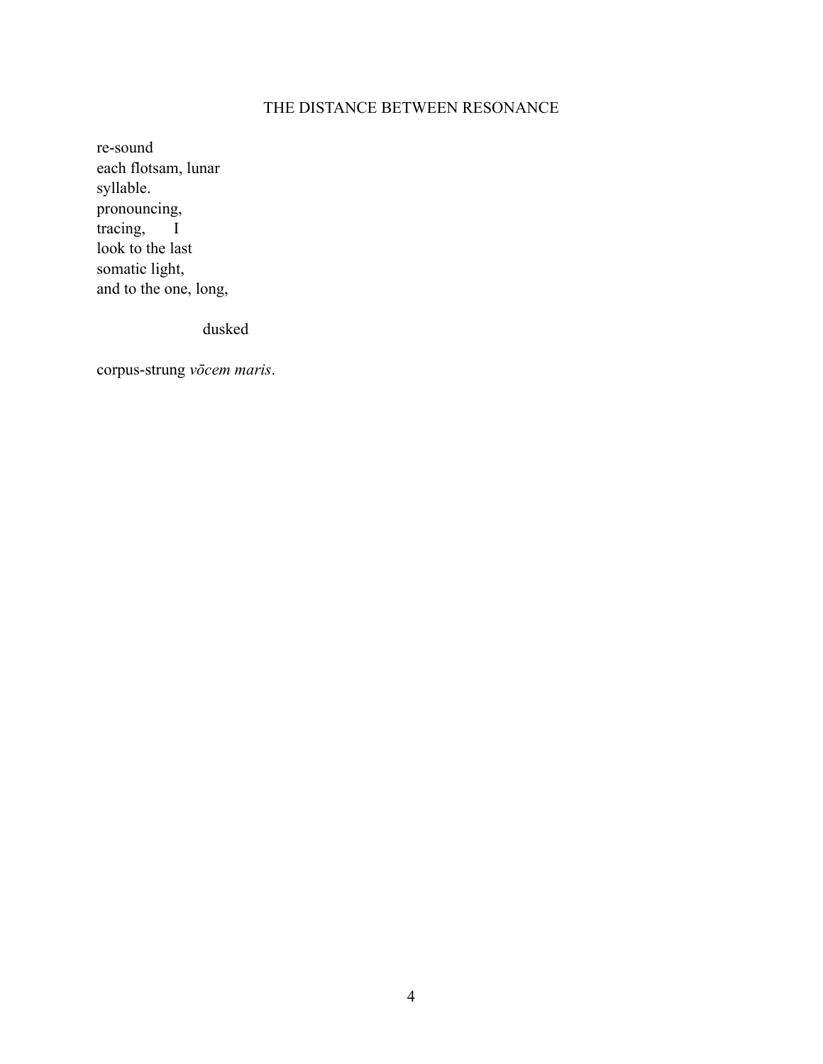## THE DISTANCE BETWEEN RESONANCE

re-sound  
each flotsam, lunar  
syllable.  
pronouncing,  
tracing,        I  
look to the last  
somatic light,  
and to the one, long,

                        dusked

corpus-strung *vōcem maris*.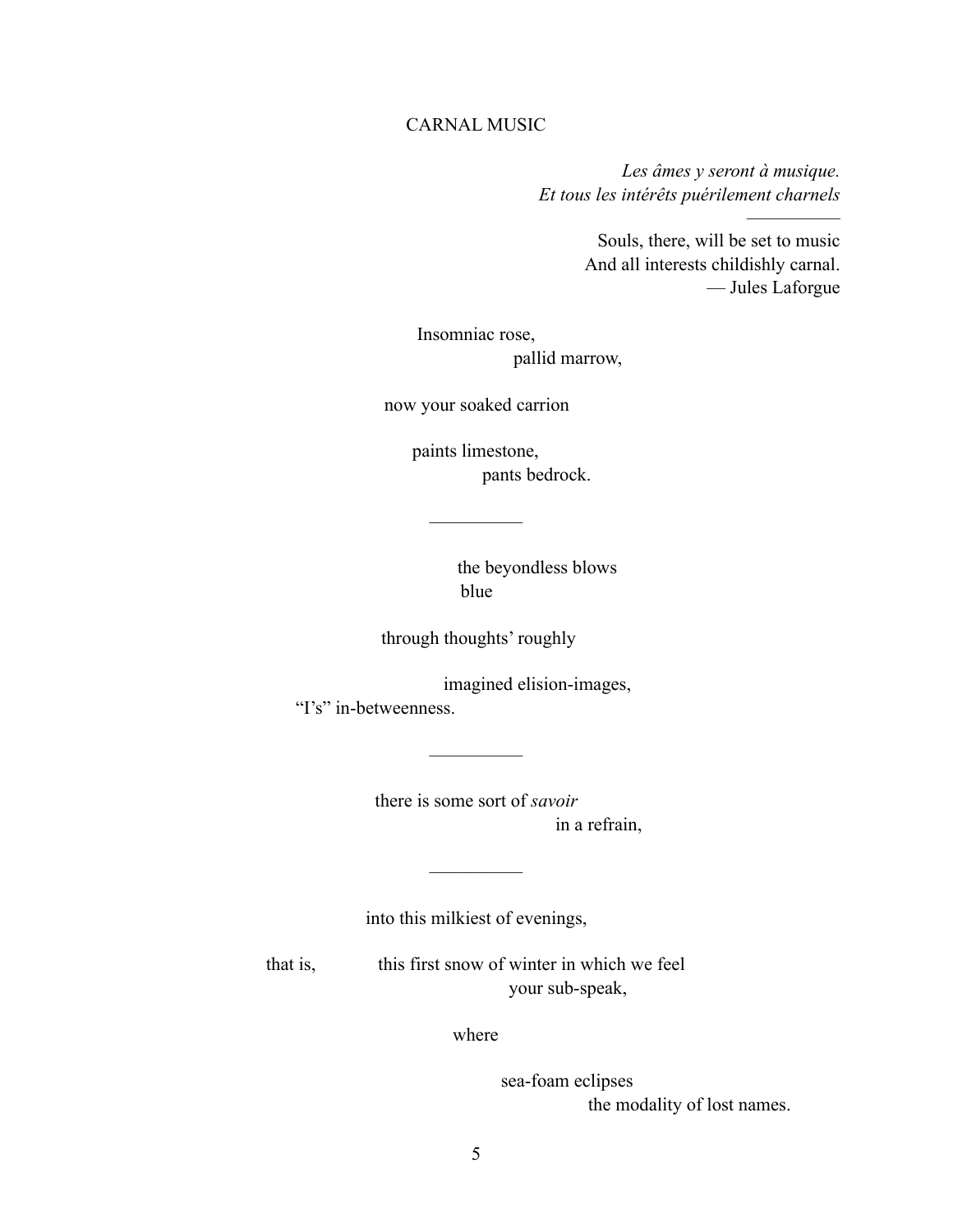## CARNAL MUSIC

*Les âmes y seront à musique.*
*Et tous les intérêts puérilement charnels*

---

Souls, there, will be set to music
And all interests childishly carnal.
— Jules Laforgue

Insomniac rose,
pallid marrow,

now your soaked carrion

paints limestone,
pants bedrock.

---

the beyondless blows
blue

through thoughts' roughly

imagined elision-images,
"I's" in-betweenness.

---

there is some sort of *savoir*
in a refrain,

---

into this milkiest of evenings,

that is, this first snow of winter in which we feel
your sub-speak,

where

sea-foam eclipses
the modality of lost names.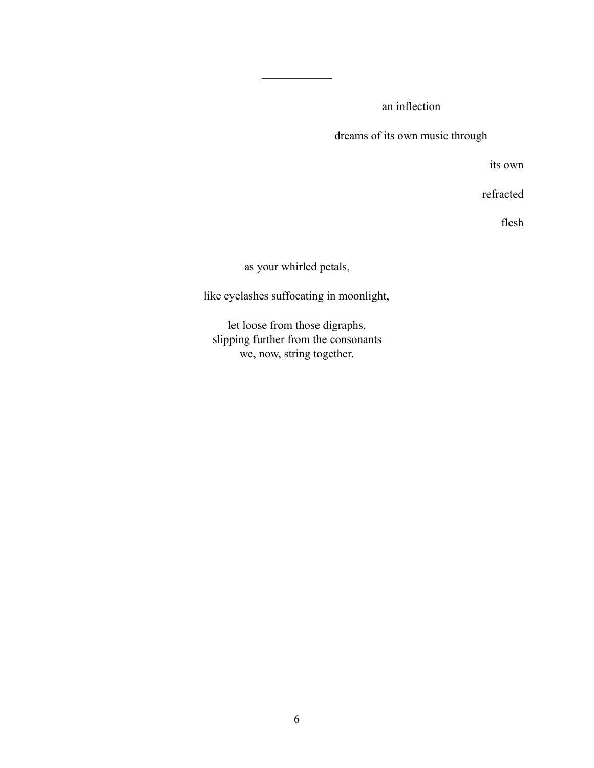---

an inflection

dreams of its own music through

its own

refracted

flesh

as your whirled petals,

like eyelashes suffocating in moonlight,

let loose from those digraphs,  
slipping further from the consonants  
we, now, string together.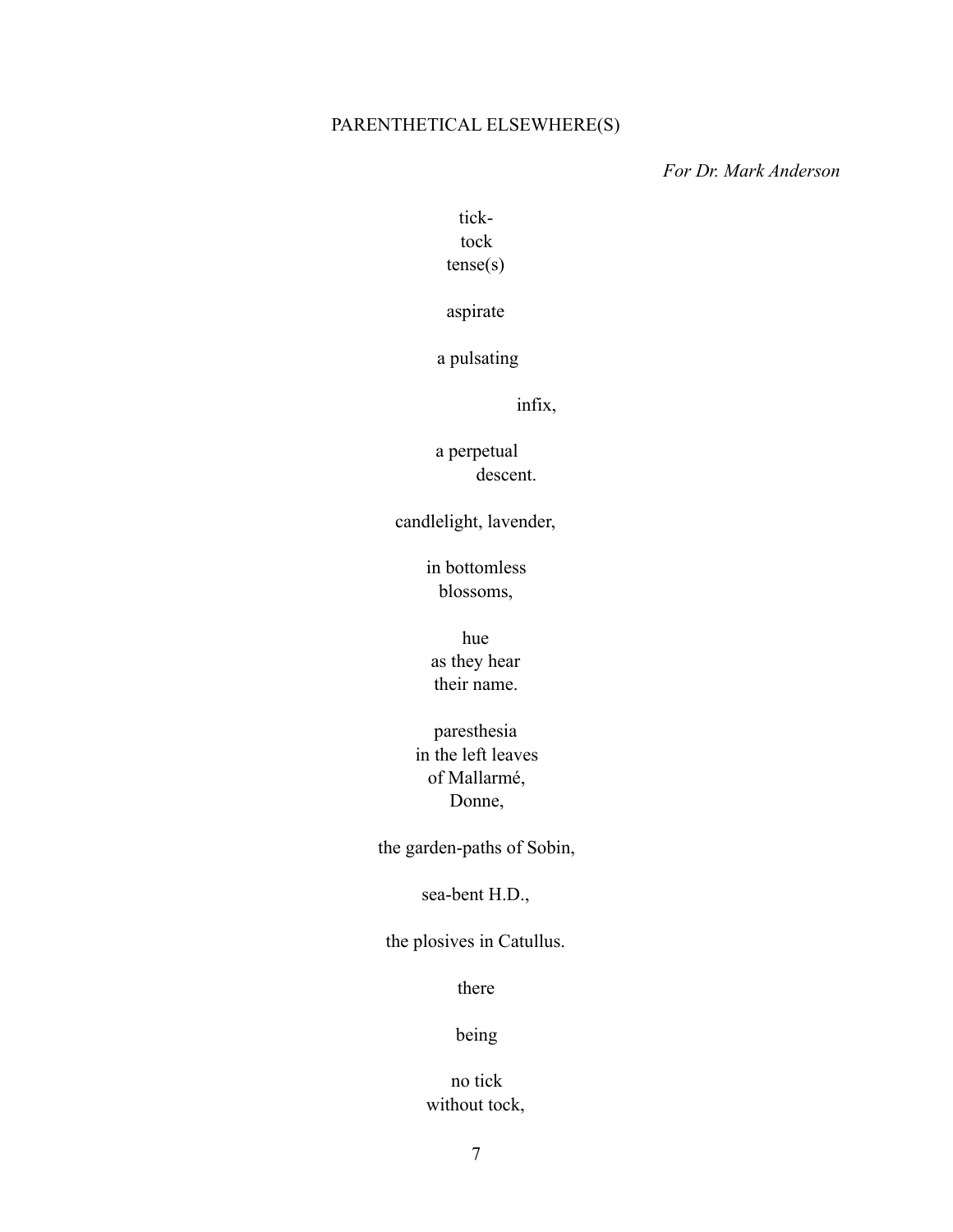# PARENTHETICAL ELSEWHERE(S)

*For Dr. Mark Anderson*

tick-  
tock  
tense(s)

aspirate

a pulsating

infix,

a perpetual  
descent.

candlelight, lavender,

in bottomless  
blossoms,

hue  
as they hear  
their name.

paresthesia  
in the left leaves  
of Mallarmé,  
Donne,

the garden-paths of Sobin,

sea-bent H.D.,

the plosives in Catullus.

there

being

no tick  
without tock,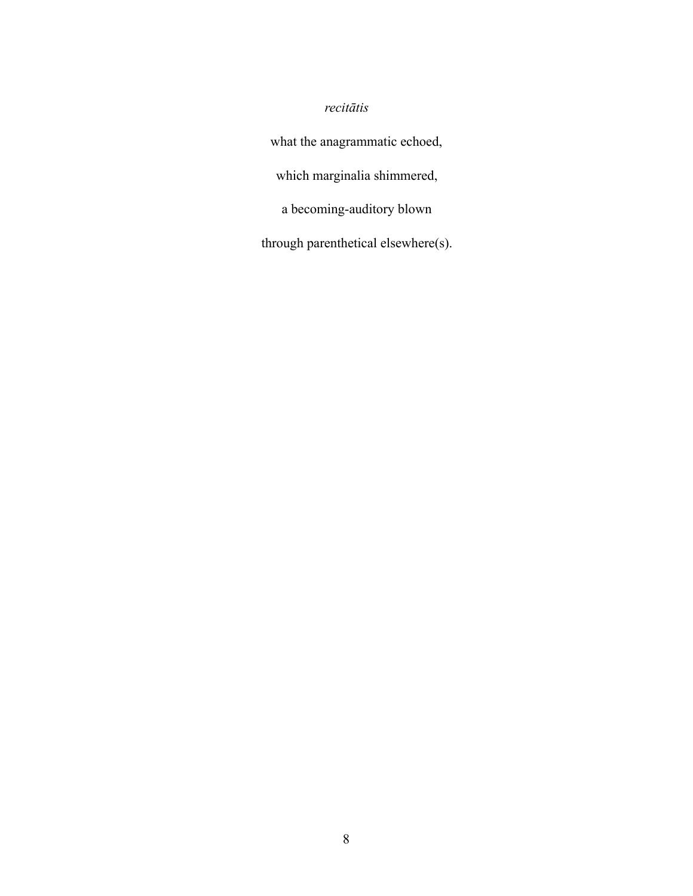*recitātis*

what the anagrammatic echoed,

which marginalia shimmered,

a becoming-auditory blown

through parenthetical elsewhere(s).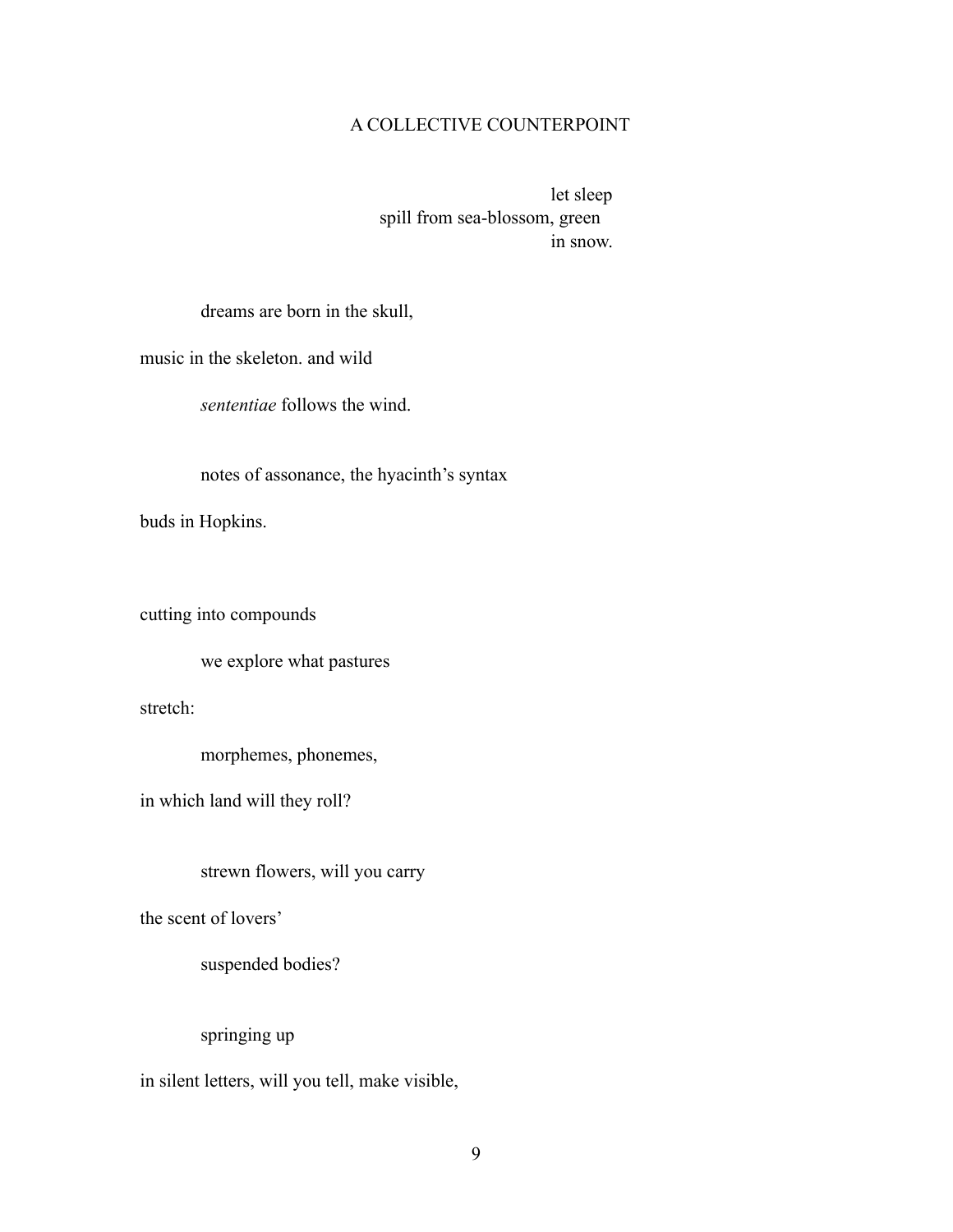## A COLLECTIVE COUNTERPOINT

let sleep  
spill from sea-blossom, green  
in snow.

dreams are born in the skull,

music in the skeleton. and wild

*sententiae* follows the wind.

notes of assonance, the hyacinth's syntax

buds in Hopkins.

cutting into compounds

we explore what pastures

stretch:

morphemes, phonemes,

in which land will they roll?

strewn flowers, will you carry

the scent of lovers'

suspended bodies?

springing up

in silent letters, will you tell, make visible,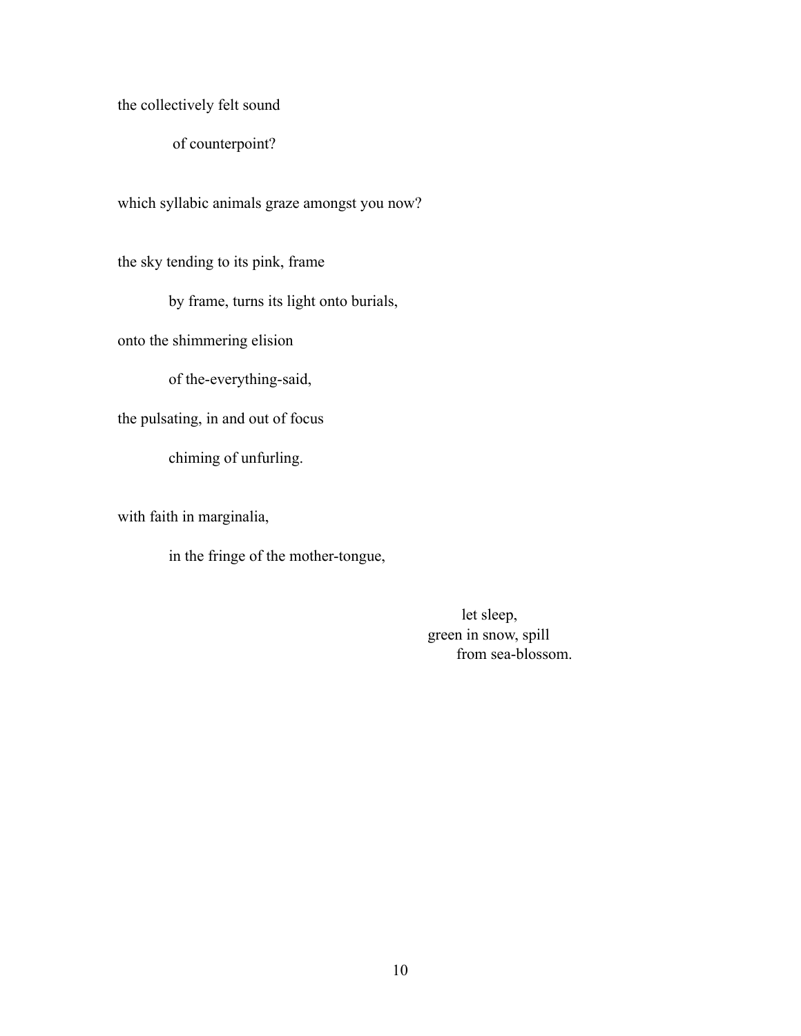the collectively felt sound

&nbsp;&nbsp;&nbsp;&nbsp;&nbsp;&nbsp;&nbsp;&nbsp;&nbsp;&nbsp;of counterpoint?

which syllabic animals graze amongst you now?

the sky tending to its pink, frame

&nbsp;&nbsp;&nbsp;&nbsp;&nbsp;&nbsp;&nbsp;&nbsp;&nbsp;&nbsp;by frame, turns its light onto burials,

onto the shimmering elision

&nbsp;&nbsp;&nbsp;&nbsp;&nbsp;&nbsp;&nbsp;&nbsp;&nbsp;&nbsp;of the-everything-said,

the pulsating, in and out of focus

&nbsp;&nbsp;&nbsp;&nbsp;&nbsp;&nbsp;&nbsp;&nbsp;&nbsp;&nbsp;chiming of unfurling.

with faith in marginalia,

&nbsp;&nbsp;&nbsp;&nbsp;&nbsp;&nbsp;&nbsp;&nbsp;&nbsp;&nbsp;in the fringe of the mother-tongue,

&nbsp;&nbsp;&nbsp;&nbsp;&nbsp;&nbsp;&nbsp;&nbsp;&nbsp;&nbsp;&nbsp;&nbsp;&nbsp;&nbsp;&nbsp;&nbsp;&nbsp;&nbsp;&nbsp;&nbsp;&nbsp;&nbsp;&nbsp;&nbsp;&nbsp;&nbsp;&nbsp;&nbsp;&nbsp;&nbsp;&nbsp;&nbsp;&nbsp;&nbsp;&nbsp;&nbsp;&nbsp;&nbsp;&nbsp;&nbsp;&nbsp;&nbsp;&nbsp;&nbsp;&nbsp;&nbsp;&nbsp;&nbsp;&nbsp;&nbsp;&nbsp;&nbsp;let sleep,  
&nbsp;&nbsp;&nbsp;&nbsp;&nbsp;&nbsp;&nbsp;&nbsp;&nbsp;&nbsp;&nbsp;&nbsp;&nbsp;&nbsp;&nbsp;&nbsp;&nbsp;&nbsp;&nbsp;&nbsp;&nbsp;&nbsp;&nbsp;&nbsp;&nbsp;&nbsp;&nbsp;&nbsp;&nbsp;&nbsp;&nbsp;&nbsp;&nbsp;&nbsp;&nbsp;&nbsp;&nbsp;&nbsp;&nbsp;&nbsp;&nbsp;&nbsp;&nbsp;&nbsp;&nbsp;&nbsp;&nbsp;&nbsp;green in snow, spill  
&nbsp;&nbsp;&nbsp;&nbsp;&nbsp;&nbsp;&nbsp;&nbsp;&nbsp;&nbsp;&nbsp;&nbsp;&nbsp;&nbsp;&nbsp;&nbsp;&nbsp;&nbsp;&nbsp;&nbsp;&nbsp;&nbsp;&nbsp;&nbsp;&nbsp;&nbsp;&nbsp;&nbsp;&nbsp;&nbsp;&nbsp;&nbsp;&nbsp;&nbsp;&nbsp;&nbsp;&nbsp;&nbsp;&nbsp;&nbsp;&nbsp;&nbsp;&nbsp;&nbsp;&nbsp;&nbsp;&nbsp;&nbsp;&nbsp;&nbsp;&nbsp;&nbsp;&nbsp;&nbsp;from sea-blossom.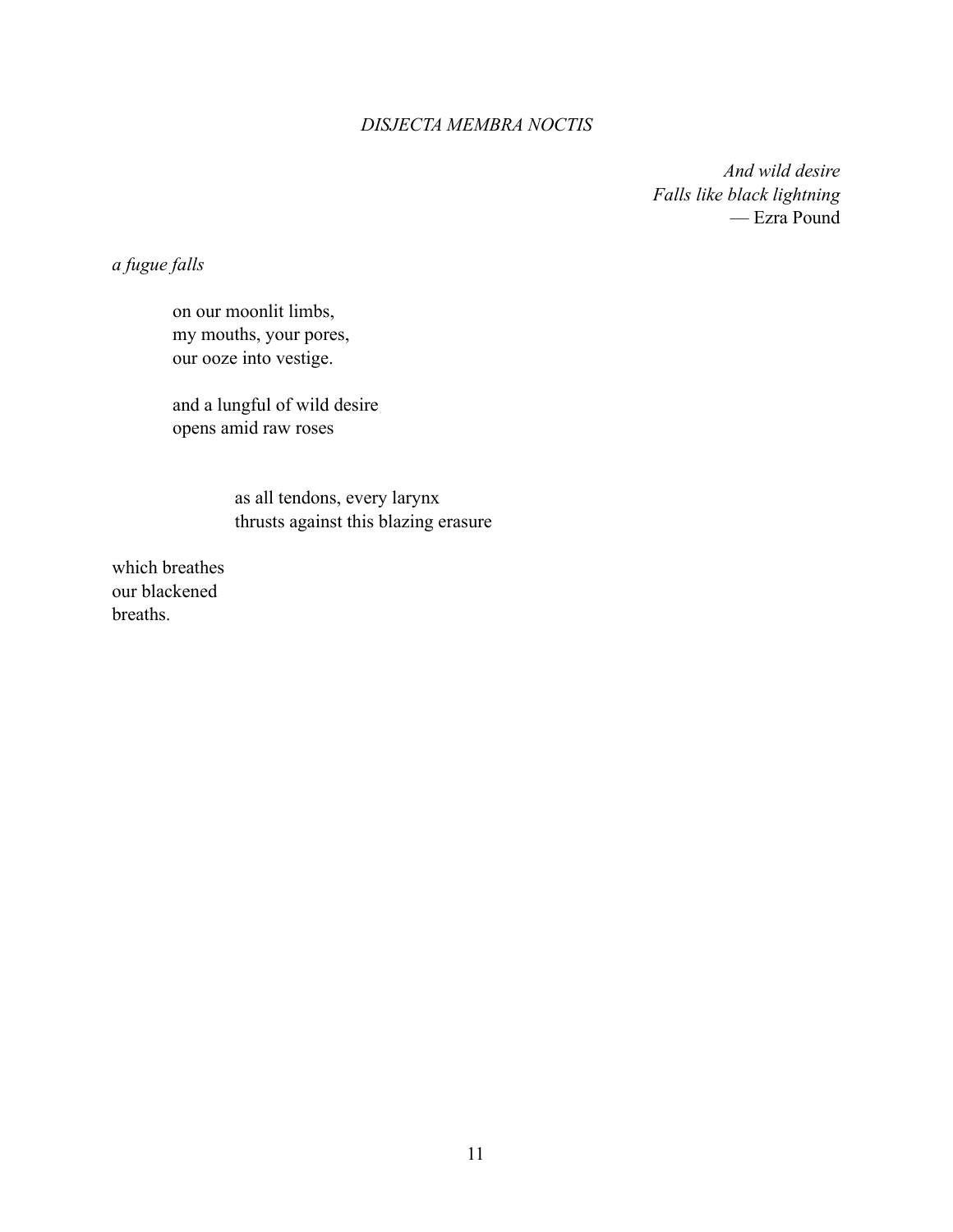# *DISJECTA MEMBRA NOCTIS*

*And wild desire*
*Falls like black lightning*
— Ezra Pound

*a fugue falls*

on our moonlit limbs,
my mouths, your pores,
our ooze into vestige.

and a lungful of wild desire
opens amid raw roses

as all tendons, every larynx
thrusts against this blazing erasure

which breathes
our blackened
breaths.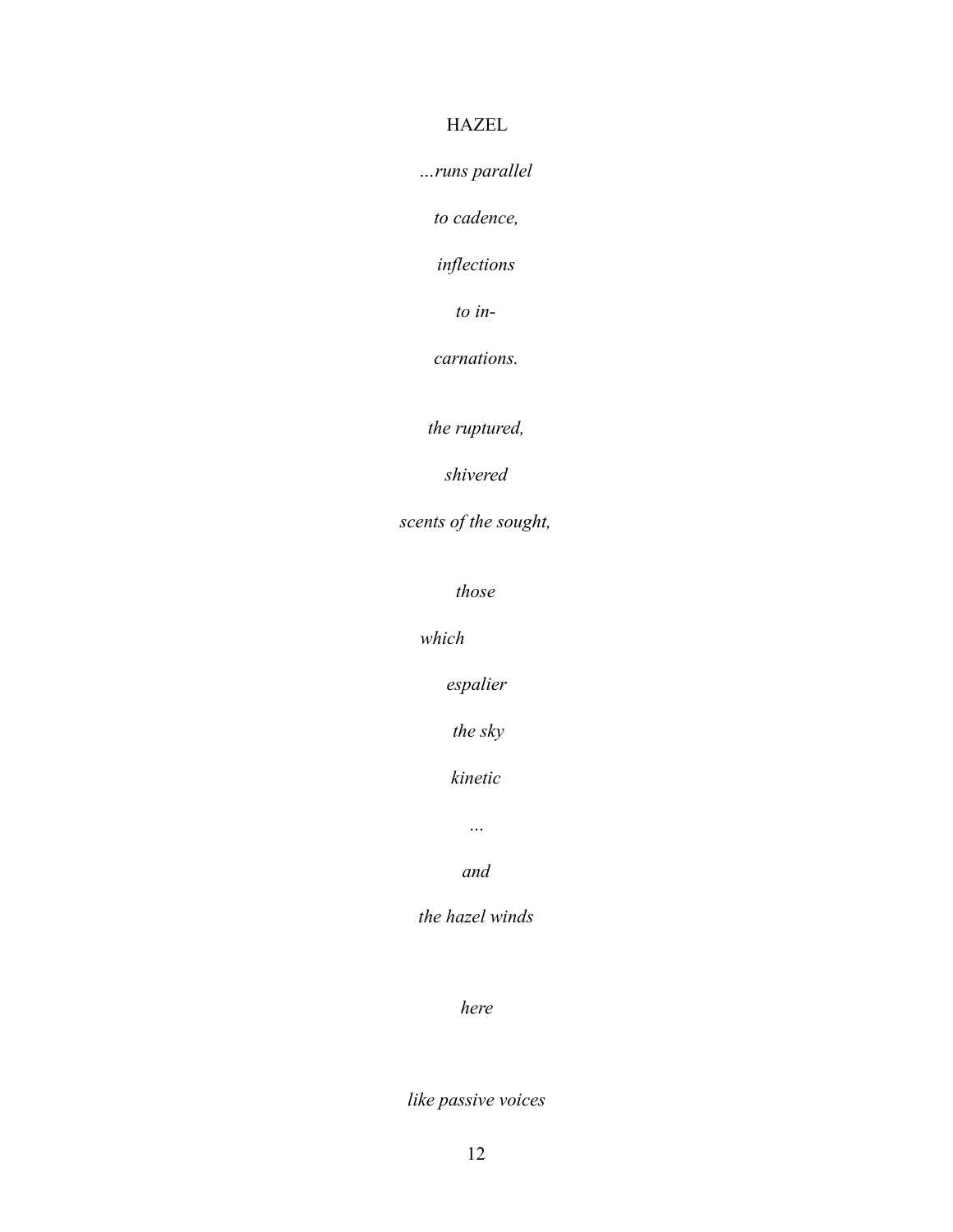HAZEL

*...runs parallel*

*to cadence,*

*inflections*

*to in-*

*carnations.*

*the ruptured,*

*shivered*

*scents of the sought,*

*those*

*which*

*espalier*

*the sky*

*kinetic*

*...*

*and*

*the hazel winds*

*here*

*like passive voices*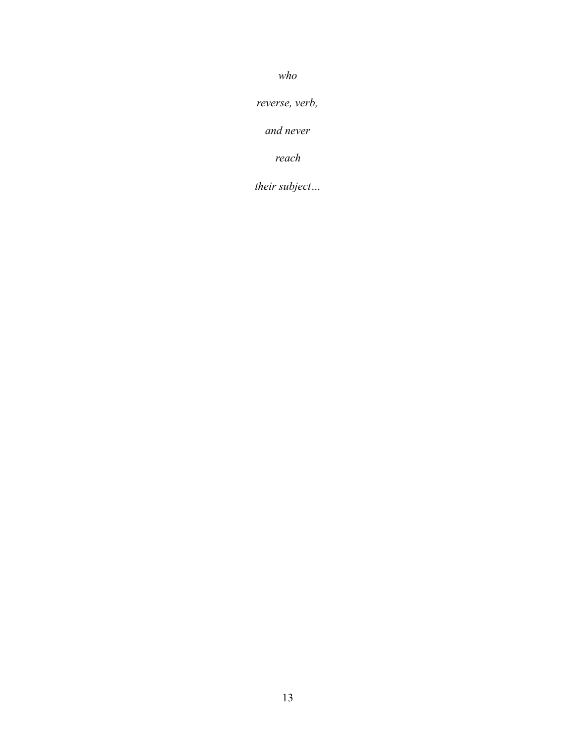*who*

*reverse, verb,*

*and never*

*reach*

*their subject…*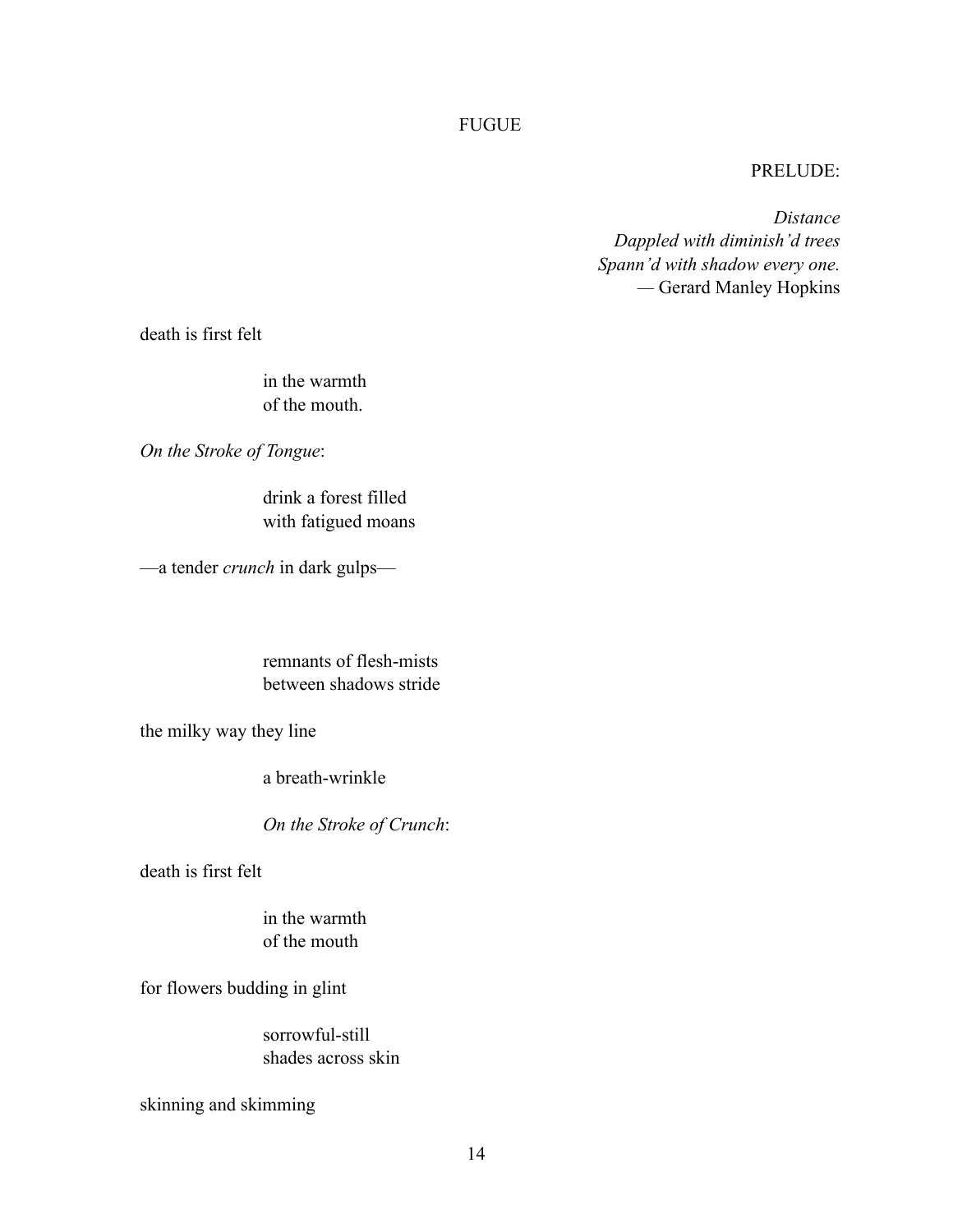# FUGUE

PRELUDE:

*Distance*
*Dappled with diminish'd trees*
*Spann'd with shadow every one.*
— Gerard Manley Hopkins

death is first felt

in the warmth
of the mouth.

*On the Stroke of Tongue*:

drink a forest filled
with fatigued moans

—a tender *crunch* in dark gulps—

remnants of flesh-mists
between shadows stride

the milky way they line

a breath-wrinkle

*On the Stroke of Crunch*:

death is first felt

in the warmth
of the mouth

for flowers budding in glint

sorrowful-still
shades across skin

skinning and skimming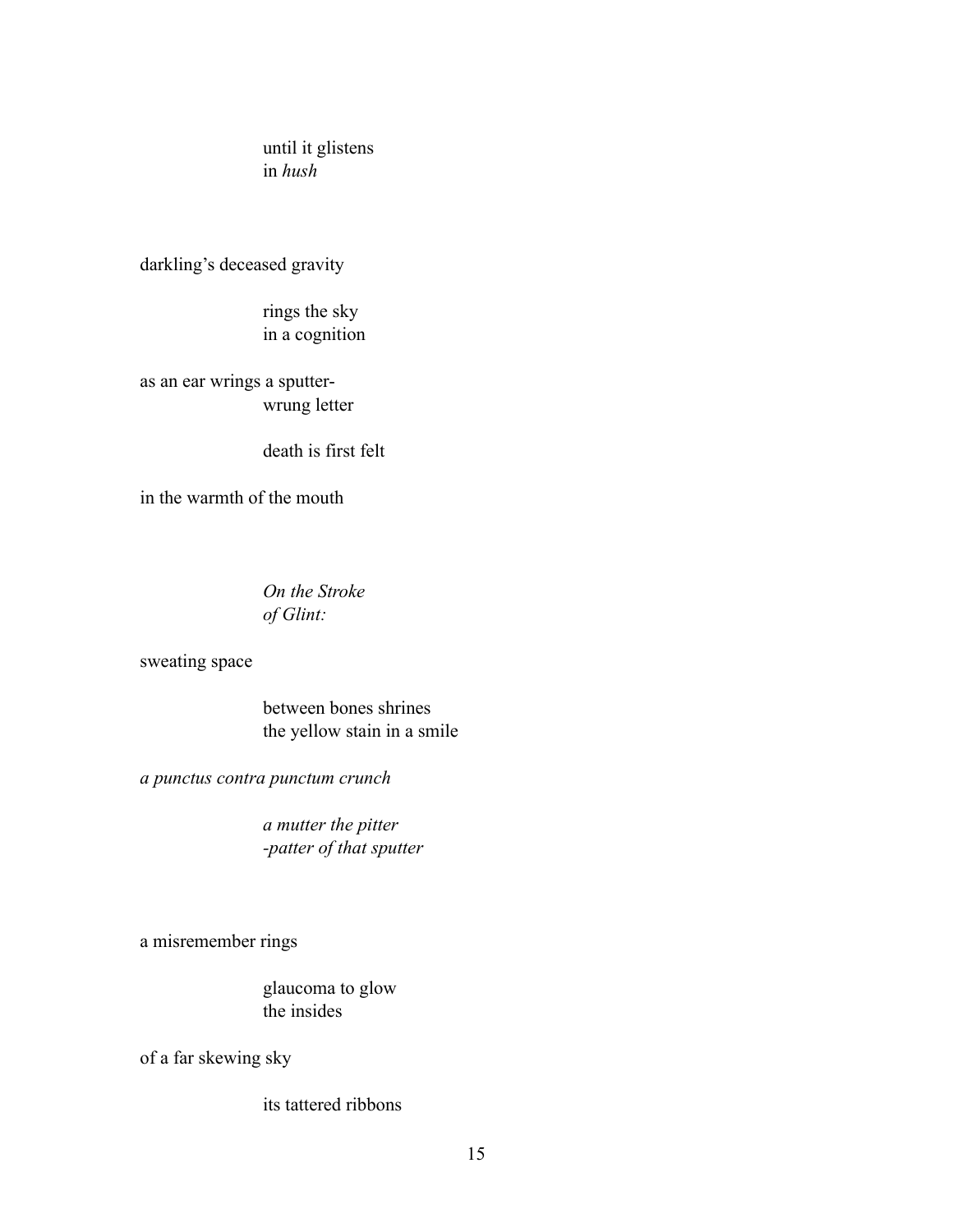until it glistens  
in *hush*

darkling's deceased gravity

rings the sky  
in a cognition

as an ear wrings a sputter-  
wrung letter

death is first felt

in the warmth of the mouth

*On the Stroke*  
*of Glint:*

sweating space

between bones shrines  
the yellow stain in a smile

*a punctus contra punctum crunch*

*a mutter the pitter*  
*-patter of that sputter*

a misremember rings

glaucoma to glow  
the insides

of a far skewing sky

its tattered ribbons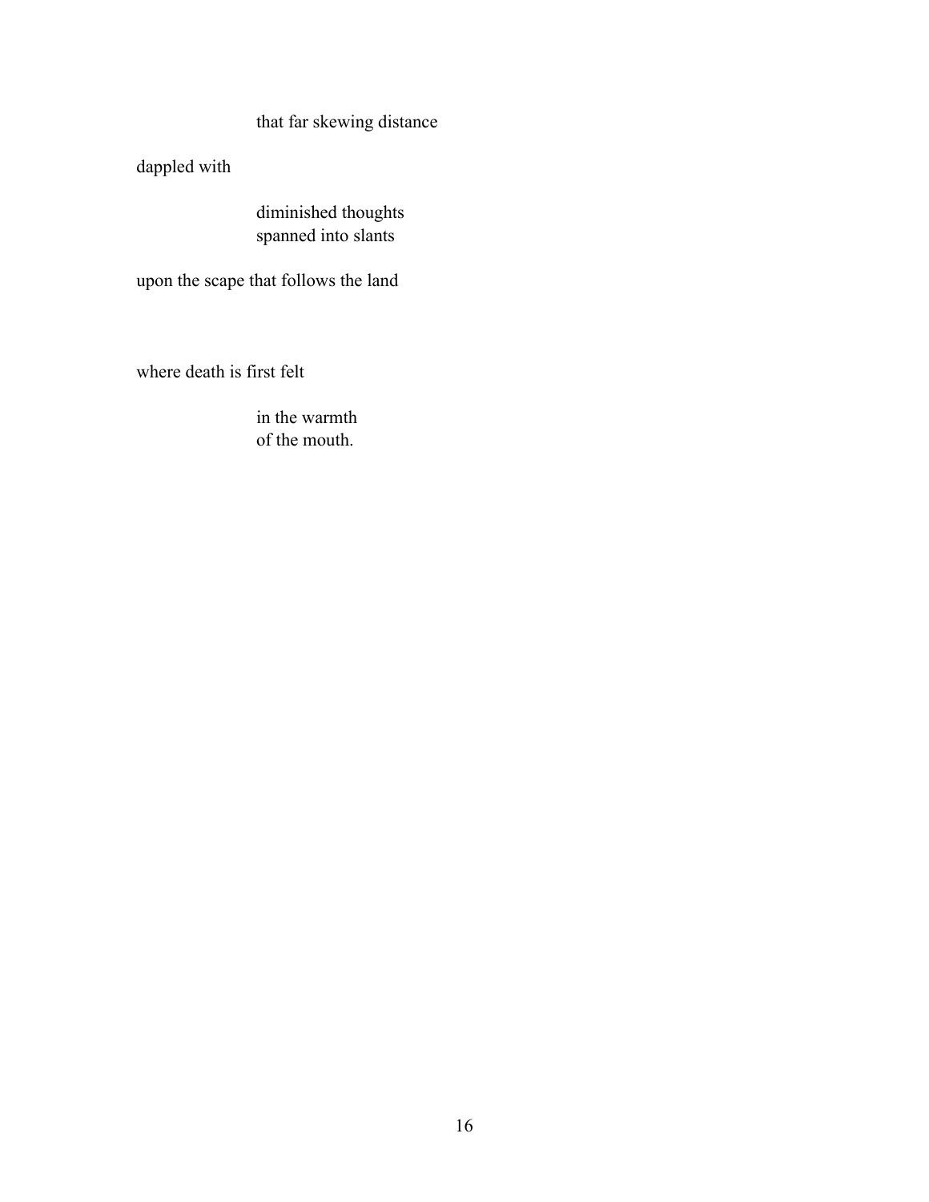that far skewing distance

dappled with

diminished thoughts
spanned into slants

upon the scape that follows the land

where death is first felt

in the warmth
of the mouth.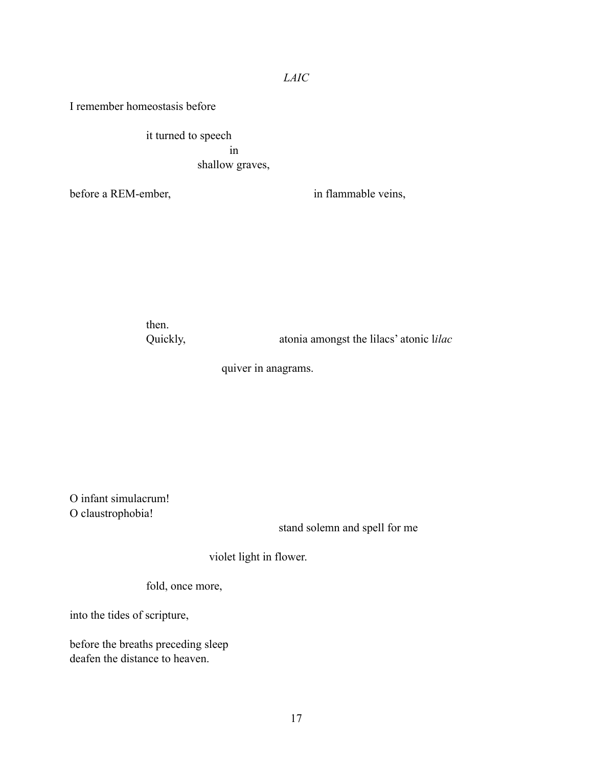*LAIC*

I remember homeostasis before

it turned to speech

in

shallow graves,

before a REM-ember, in flammable veins,

then.

Quickly, atonia amongst the lilacs' atonic l*ilac*

quiver in anagrams.

O infant simulacrum!

O claustrophobia!

stand solemn and spell for me

violet light in flower.

fold, once more,

into the tides of scripture,

before the breaths preceding sleep

deafen the distance to heaven.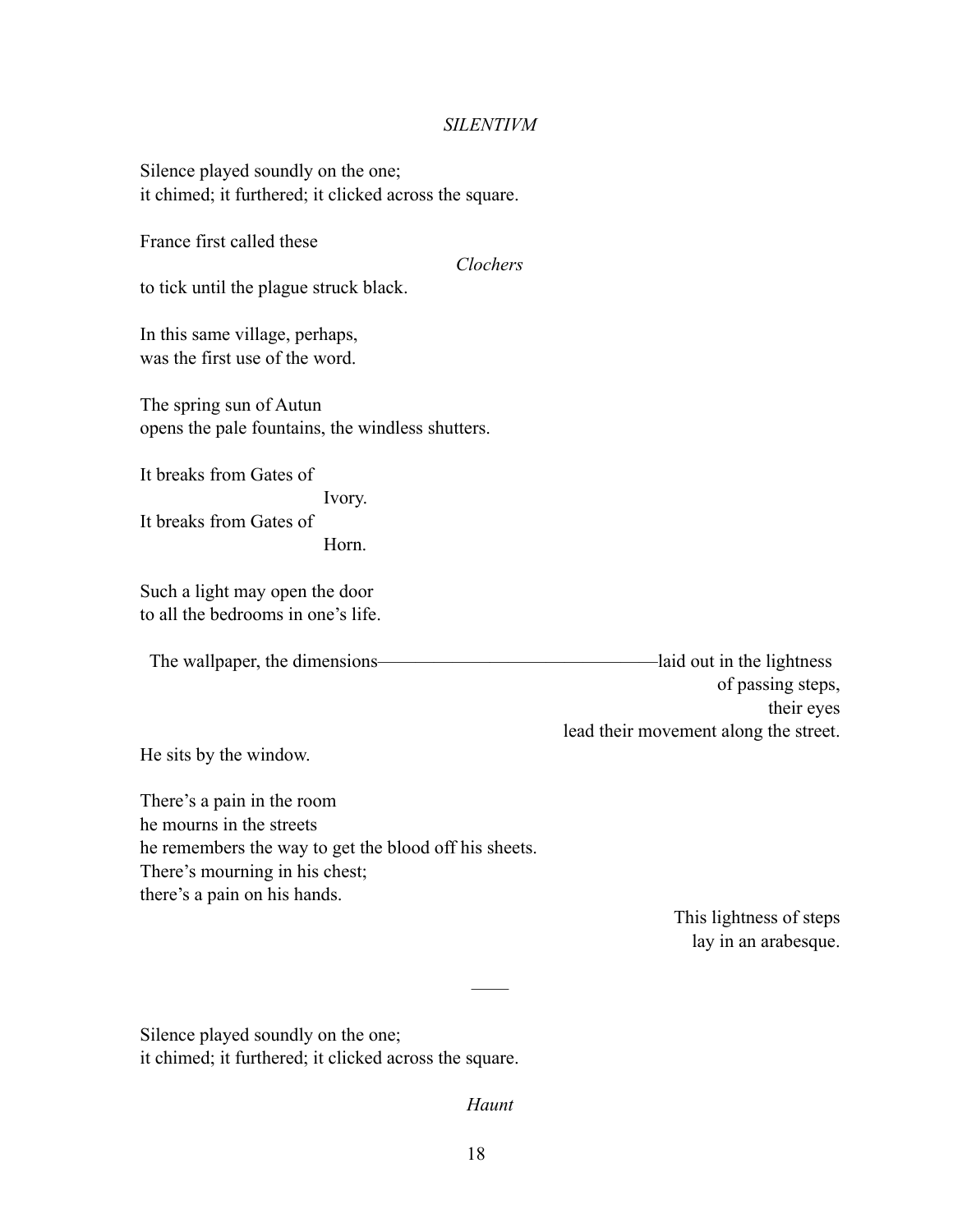*SILENTIVM*

Silence played soundly on the one;
it chimed; it furthered; it clicked across the square.

France first called these

*Clochers*

to tick until the plague struck black.

In this same village, perhaps,
was the first use of the word.

The spring sun of Autun
opens the pale fountains, the windless shutters.

It breaks from Gates of
Ivory.
It breaks from Gates of
Horn.

Such a light may open the door
to all the bedrooms in one's life.

The wallpaper, the dimensions——————————————laid out in the lightness
of passing steps,
their eyes
lead their movement along the street.

He sits by the window.

There's a pain in the room
he mourns in the streets
he remembers the way to get the blood off his sheets.
There's mourning in his chest;
there's a pain on his hands.

This lightness of steps
lay in an arabesque.

——

Silence played soundly on the one;
it chimed; it furthered; it clicked across the square.

*Haunt*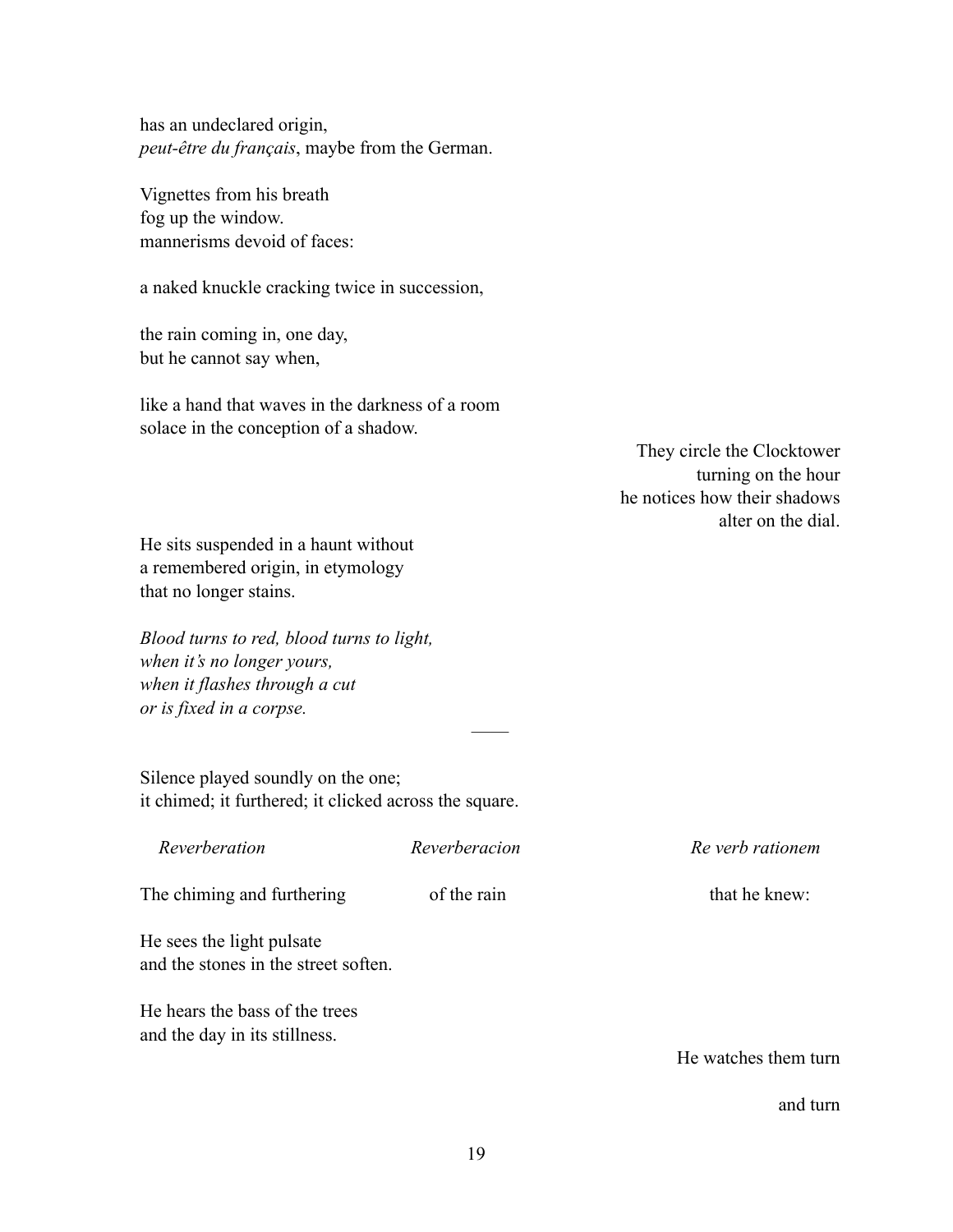has an undeclared origin,
*peut-être du français*, maybe from the German.

Vignettes from his breath
fog up the window.
mannerisms devoid of faces:

a naked knuckle cracking twice in succession,

the rain coming in, one day,
but he cannot say when,

like a hand that waves in the darkness of a room
solace in the conception of a shadow.

They circle the Clocktower
turning on the hour
he notices how their shadows
alter on the dial.

He sits suspended in a haunt without
a remembered origin, in etymology
that no longer stains.

*Blood turns to red, blood turns to light,*
*when it's no longer yours,*
*when it flashes through a cut*
*or is fixed in a corpse.*

——

Silence played soundly on the one;
it chimed; it furthered; it clicked across the square.

*Reverberation* *Reverberacion* *Re verb rationem*

The chiming and furthering of the rain that he knew:

He sees the light pulsate
and the stones in the street soften.

He hears the bass of the trees
and the day in its stillness.

He watches them turn

and turn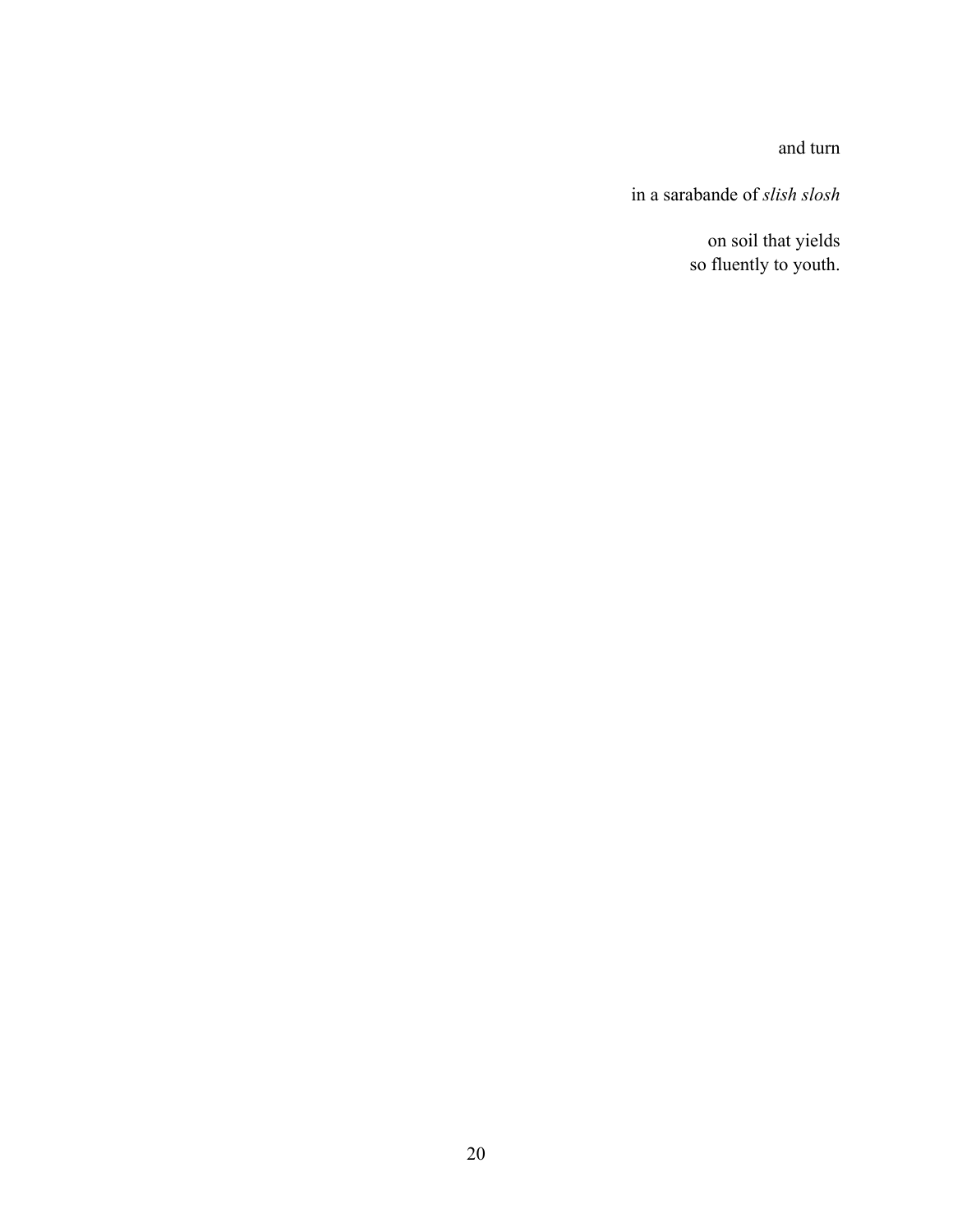and turn

in a sarabande of *slish slosh*

on soil that yields
so fluently to youth.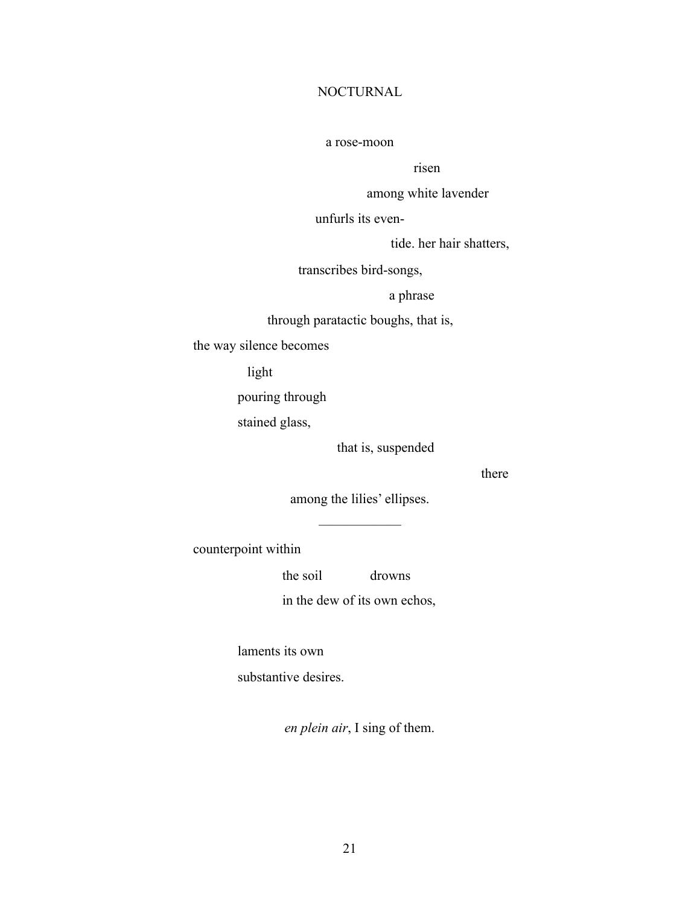# NOCTURNAL

a rose-moon

risen

among white lavender

unfurls its even-

tide. her hair shatters,

transcribes bird-songs,

a phrase

through paratactic boughs, that is,

the way silence becomes

light

pouring through

stained glass,

that is, suspended

there

among the lilies' ellipses.

---

counterpoint within

the soil drowns

in the dew of its own echos,

laments its own

substantive desires.

*en plein air*, I sing of them.